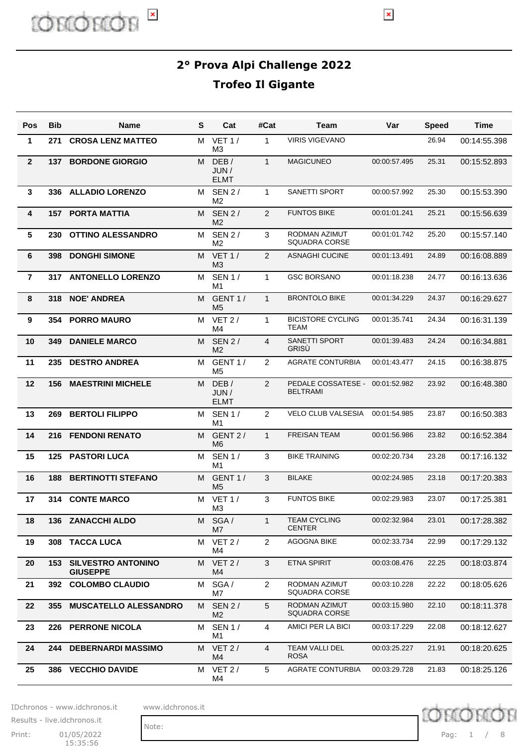# 2° Prova Alpi Challenge 2022

## Trofeo Il Gigante

| Pos | Bib | Name | S | Cat | #Cat | Team | Var | Speed | Time |
|---|---|---|---|---|---|---|---|---|---|
| 1 | 271 | CROSA LENZ MATTEO | M | VET 1 / M3 | 1 | VIRIS VIGEVANO | | 26.94 | 00:14:55.398 |
| 2 | 137 | BORDONE GIORGIO | M | DEB / JUN / ELMT | 1 | MAGICUNEO | 00:00:57.495 | 25.31 | 00:15:52.893 |
| 3 | 336 | ALLADIO LORENZO | M | SEN 2 / M2 | 1 | SANETTI SPORT | 00:00:57.992 | 25.30 | 00:15:53.390 |
| 4 | 157 | PORTA MATTIA | M | SEN 2 / M2 | 2 | FUNTOS BIKE | 00:01:01.241 | 25.21 | 00:15:56.639 |
| 5 | 230 | OTTINO ALESSANDRO | M | SEN 2 / M2 | 3 | RODMAN AZIMUT SQUADRA CORSE | 00:01:01.742 | 25.20 | 00:15:57.140 |
| 6 | 398 | DONGHI SIMONE | M | VET 1 / M3 | 2 | ASNAGHI CUCINE | 00:01:13.491 | 24.89 | 00:16:08.889 |
| 7 | 317 | ANTONELLO LORENZO | M | SEN 1 / M1 | 1 | GSC BORSANO | 00:01:18.238 | 24.77 | 00:16:13.636 |
| 8 | 318 | NOE' ANDREA | M | GENT 1 / M5 | 1 | BRONTOLO BIKE | 00:01:34.229 | 24.37 | 00:16:29.627 |
| 9 | 354 | PORRO MAURO | M | VET 2 / M4 | 1 | BICISTORE CYCLING TEAM | 00:01:35.741 | 24.34 | 00:16:31.139 |
| 10 | 349 | DANIELE MARCO | M | SEN 2 / M2 | 4 | SANETTI SPORT GRISÙ | 00:01:39.483 | 24.24 | 00:16:34.881 |
| 11 | 235 | DESTRO ANDREA | M | GENT 1 / M5 | 2 | AGRATE CONTURBIA | 00:01:43.477 | 24.15 | 00:16:38.875 |
| 12 | 156 | MAESTRINI MICHELE | M | DEB / JUN / ELMT | 2 | PEDALE COSSATESE - BELTRAMI | 00:01:52.982 | 23.92 | 00:16:48.380 |
| 13 | 269 | BERTOLI FILIPPO | M | SEN 1 / M1 | 2 | VELO CLUB VALSESIA | 00:01:54.985 | 23.87 | 00:16:50.383 |
| 14 | 216 | FENDONI RENATO | M | GENT 2 / M6 | 1 | FREISAN TEAM | 00:01:56.986 | 23.82 | 00:16:52.384 |
| 15 | 125 | PASTORI LUCA | M | SEN 1 / M1 | 3 | BIKE TRAINING | 00:02:20.734 | 23.28 | 00:17:16.132 |
| 16 | 188 | BERTINOTTI STEFANO | M | GENT 1 / M5 | 3 | BILAKE | 00:02:24.985 | 23.18 | 00:17:20.383 |
| 17 | 314 | CONTE MARCO | M | VET 1 / M3 | 3 | FUNTOS BIKE | 00:02:29.983 | 23.07 | 00:17:25.381 |
| 18 | 136 | ZANACCHI ALDO | M | SGA / M7 | 1 | TEAM CYCLING CENTER | 00:02:32.984 | 23.01 | 00:17:28.382 |
| 19 | 308 | TACCA LUCA | M | VET 2 / M4 | 2 | AGOGNA BIKE | 00:02:33.734 | 22.99 | 00:17:29.132 |
| 20 | 153 | SILVESTRO ANTONINO GIUSEPPE | M | VET 2 / M4 | 3 | ETNA SPIRIT | 00:03:08.476 | 22.25 | 00:18:03.874 |
| 21 | 392 | COLOMBO CLAUDIO | M | SGA / M7 | 2 | RODMAN AZIMUT SQUADRA CORSE | 00:03:10.228 | 22.22 | 00:18:05.626 |
| 22 | 355 | MUSCATELLO ALESSANDRO | M | SEN 2 / M2 | 5 | RODMAN AZIMUT SQUADRA CORSE | 00:03:15.980 | 22.10 | 00:18:11.378 |
| 23 | 226 | PERRONE NICOLA | M | SEN 1 / M1 | 4 | AMICI PER LA BICI | 00:03:17.229 | 22.08 | 00:18:12.627 |
| 24 | 244 | DEBERNARDI MASSIMO | M | VET 2 / M4 | 4 | TEAM VALLI DEL ROSA | 00:03:25.227 | 21.91 | 00:18:20.625 |
| 25 | 386 | VECCHIO DAVIDE | M | VET 2 / M4 | 5 | AGRATE CONTURBIA | 00:03:29.728 | 21.83 | 00:18:25.126 |

IDchronos - www.idchronos.it    www.idchronos.it

Results - live.idchronos.it

Print: 01/05/2022 15:35:56

Note: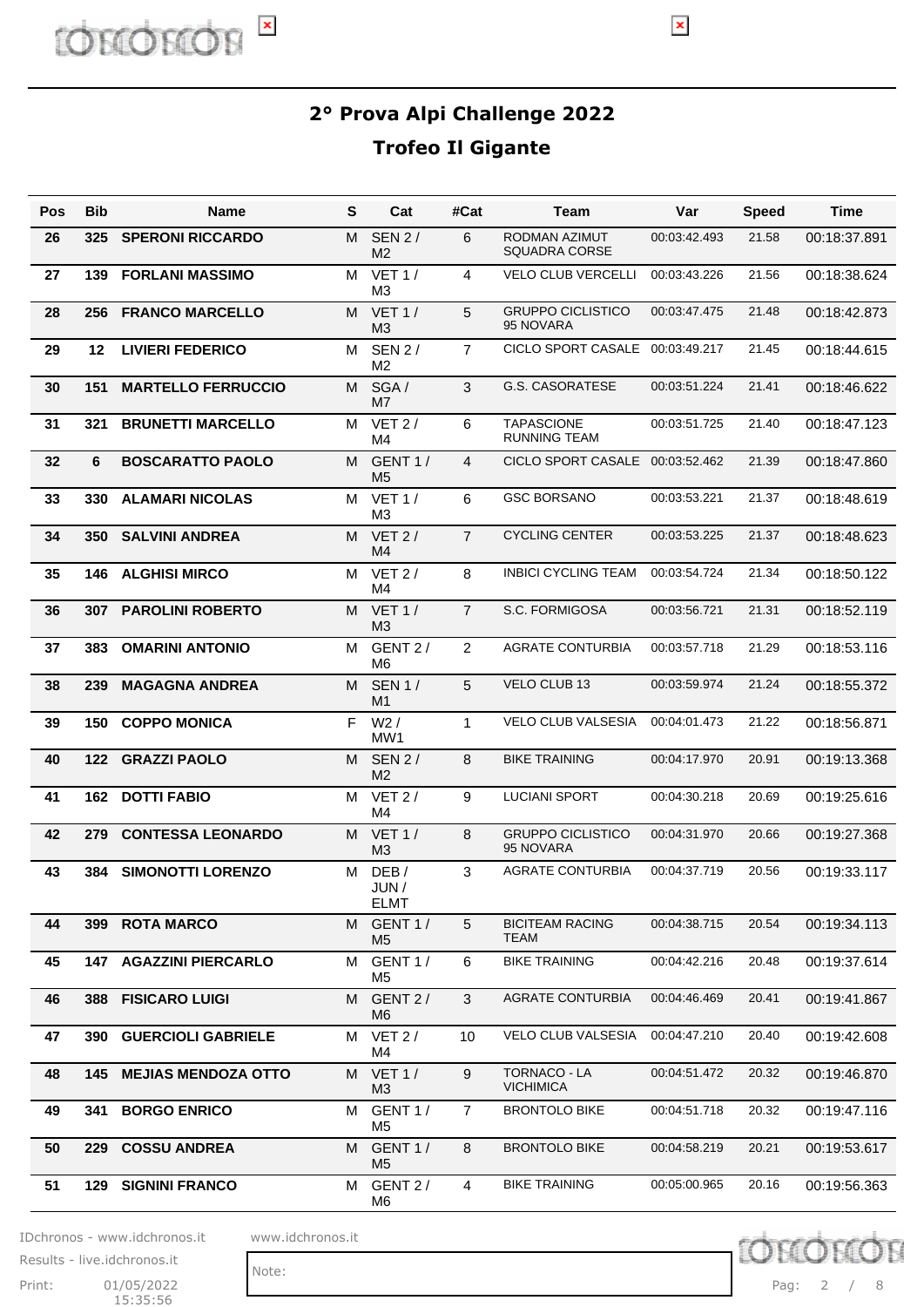## 2° Prova Alpi Challenge 2022

## Trofeo Il Gigante

| Pos | Bib | Name | S | Cat | #Cat | Team | Var | Speed | Time |
|---|---|---|---|---|---|---|---|---|---|
| 26 | 325 | SPERONI RICCARDO | M | SEN 2 / M2 | 6 | RODMAN AZIMUT SQUADRA CORSE | 00:03:42.493 | 21.58 | 00:18:37.891 |
| 27 | 139 | FORLANI MASSIMO | M | VET 1 / M3 | 4 | VELO CLUB VERCELLI | 00:03:43.226 | 21.56 | 00:18:38.624 |
| 28 | 256 | FRANCO MARCELLO | M | VET 1 / M3 | 5 | GRUPPO CICLISTICO 95 NOVARA | 00:03:47.475 | 21.48 | 00:18:42.873 |
| 29 | 12 | LIVIERI FEDERICO | M | SEN 2 / M2 | 7 | CICLO SPORT CASALE | 00:03:49.217 | 21.45 | 00:18:44.615 |
| 30 | 151 | MARTELLO FERRUCCIO | M | SGA / M7 | 3 | G.S. CASORATESE | 00:03:51.224 | 21.41 | 00:18:46.622 |
| 31 | 321 | BRUNETTI MARCELLO | M | VET 2 / M4 | 6 | TAPASCIONE RUNNING TEAM | 00:03:51.725 | 21.40 | 00:18:47.123 |
| 32 | 6 | BOSCARATTO PAOLO | M | GENT 1 / M5 | 4 | CICLO SPORT CASALE | 00:03:52.462 | 21.39 | 00:18:47.860 |
| 33 | 330 | ALAMARI NICOLAS | M | VET 1 / M3 | 6 | GSC BORSANO | 00:03:53.221 | 21.37 | 00:18:48.619 |
| 34 | 350 | SALVINI ANDREA | M | VET 2 / M4 | 7 | CYCLING CENTER | 00:03:53.225 | 21.37 | 00:18:48.623 |
| 35 | 146 | ALGHISI MIRCO | M | VET 2 / M4 | 8 | INBICI CYCLING TEAM | 00:03:54.724 | 21.34 | 00:18:50.122 |
| 36 | 307 | PAROLINI ROBERTO | M | VET 1 / M3 | 7 | S.C. FORMIGOSA | 00:03:56.721 | 21.31 | 00:18:52.119 |
| 37 | 383 | OMARINI ANTONIO | M | GENT 2 / M6 | 2 | AGRATE CONTURBIA | 00:03:57.718 | 21.29 | 00:18:53.116 |
| 38 | 239 | MAGAGNA ANDREA | M | SEN 1 / M1 | 5 | VELO CLUB 13 | 00:03:59.974 | 21.24 | 00:18:55.372 |
| 39 | 150 | COPPO MONICA | F | W2 / MW1 | 1 | VELO CLUB VALSESIA | 00:04:01.473 | 21.22 | 00:18:56.871 |
| 40 | 122 | GRAZZI PAOLO | M | SEN 2 / M2 | 8 | BIKE TRAINING | 00:04:17.970 | 20.91 | 00:19:13.368 |
| 41 | 162 | DOTTI FABIO | M | VET 2 / M4 | 9 | LUCIANI SPORT | 00:04:30.218 | 20.69 | 00:19:25.616 |
| 42 | 279 | CONTESSA LEONARDO | M | VET 1 / M3 | 8 | GRUPPO CICLISTICO 95 NOVARA | 00:04:31.970 | 20.66 | 00:19:27.368 |
| 43 | 384 | SIMONOTTI LORENZO | M | DEB / JUN / ELMT | 3 | AGRATE CONTURBIA | 00:04:37.719 | 20.56 | 00:19:33.117 |
| 44 | 399 | ROTA MARCO | M | GENT 1 / M5 | 5 | BICITEAM RACING TEAM | 00:04:38.715 | 20.54 | 00:19:34.113 |
| 45 | 147 | AGAZZINI PIERCARLO | M | GENT 1 / M5 | 6 | BIKE TRAINING | 00:04:42.216 | 20.48 | 00:19:37.614 |
| 46 | 388 | FISICARO LUIGI | M | GENT 2 / M6 | 3 | AGRATE CONTURBIA | 00:04:46.469 | 20.41 | 00:19:41.867 |
| 47 | 390 | GUERCIOLI GABRIELE | M | VET 2 / M4 | 10 | VELO CLUB VALSESIA | 00:04:47.210 | 20.40 | 00:19:42.608 |
| 48 | 145 | MEJIAS MENDOZA OTTO | M | VET 1 / M3 | 9 | TORNACO - LA VICHIMICA | 00:04:51.472 | 20.32 | 00:19:46.870 |
| 49 | 341 | BORGO ENRICO | M | GENT 1 / M5 | 7 | BRONTOLO BIKE | 00:04:51.718 | 20.32 | 00:19:47.116 |
| 50 | 229 | COSSU ANDREA | M | GENT 1 / M5 | 8 | BRONTOLO BIKE | 00:04:58.219 | 20.21 | 00:19:53.617 |
| 51 | 129 | SIGNINI FRANCO | M | GENT 2 / M6 | 4 | BIKE TRAINING | 00:05:00.965 | 20.16 | 00:19:56.363 |

IDchronos - www.idchronos.it
Results - live.idchronos.it
Print: 01/05/2022 15:35:56

www.idchronos.it

Note: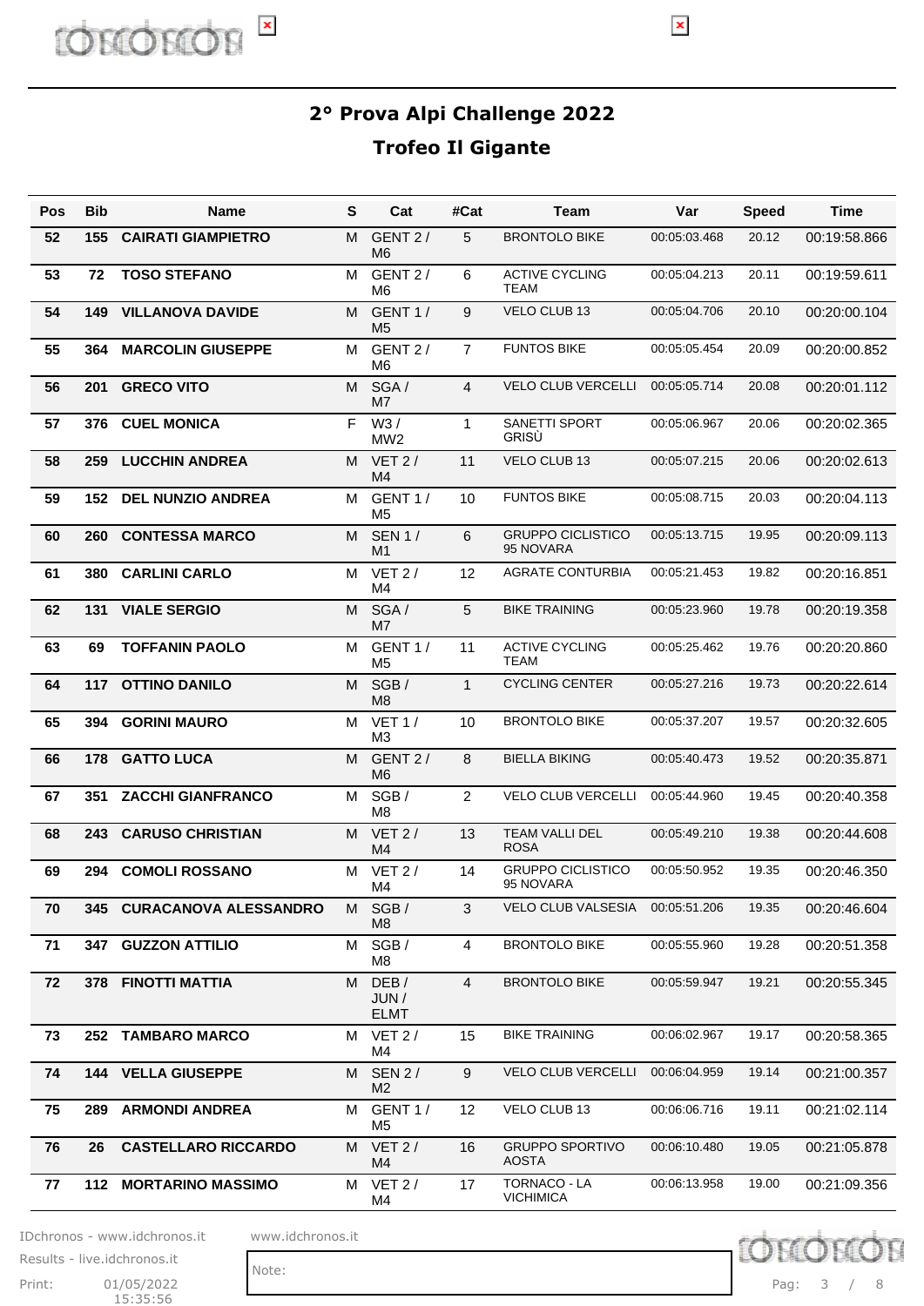## 2° Prova Alpi Challenge 2022

## Trofeo Il Gigante

| Pos | Bib | Name | S | Cat | #Cat | Team | Var | Speed | Time |
|---|---|---|---|---|---|---|---|---|---|
| 52 | 155 | CAIRATI GIAMPIETRO | M | GENT 2 / M6 | 5 | BRONTOLO BIKE | 00:05:03.468 | 20.12 | 00:19:58.866 |
| 53 | 72 | TOSO STEFANO | M | GENT 2 / M6 | 6 | ACTIVE CYCLING TEAM | 00:05:04.213 | 20.11 | 00:19:59.611 |
| 54 | 149 | VILLANOVA DAVIDE | M | GENT 1 / M5 | 9 | VELO CLUB 13 | 00:05:04.706 | 20.10 | 00:20:00.104 |
| 55 | 364 | MARCOLIN GIUSEPPE | M | GENT 2 / M6 | 7 | FUNTOS BIKE | 00:05:05.454 | 20.09 | 00:20:00.852 |
| 56 | 201 | GRECO VITO | M | SGA / M7 | 4 | VELO CLUB VERCELLI | 00:05:05.714 | 20.08 | 00:20:01.112 |
| 57 | 376 | CUEL MONICA | F | W3 / MW2 | 1 | SANETTI SPORT GRISÙ | 00:05:06.967 | 20.06 | 00:20:02.365 |
| 58 | 259 | LUCCHIN ANDREA | M | VET 2 / M4 | 11 | VELO CLUB 13 | 00:05:07.215 | 20.06 | 00:20:02.613 |
| 59 | 152 | DEL NUNZIO ANDREA | M | GENT 1 / M5 | 10 | FUNTOS BIKE | 00:05:08.715 | 20.03 | 00:20:04.113 |
| 60 | 260 | CONTESSA MARCO | M | SEN 1 / M1 | 6 | GRUPPO CICLISTICO 95 NOVARA | 00:05:13.715 | 19.95 | 00:20:09.113 |
| 61 | 380 | CARLINI CARLO | M | VET 2 / M4 | 12 | AGRATE CONTURBIA | 00:05:21.453 | 19.82 | 00:20:16.851 |
| 62 | 131 | VIALE SERGIO | M | SGA / M7 | 5 | BIKE TRAINING | 00:05:23.960 | 19.78 | 00:20:19.358 |
| 63 | 69 | TOFFANIN PAOLO | M | GENT 1 / M5 | 11 | ACTIVE CYCLING TEAM | 00:05:25.462 | 19.76 | 00:20:20.860 |
| 64 | 117 | OTTINO DANILO | M | SGB / M8 | 1 | CYCLING CENTER | 00:05:27.216 | 19.73 | 00:20:22.614 |
| 65 | 394 | GORINI MAURO | M | VET 1 / M3 | 10 | BRONTOLO BIKE | 00:05:37.207 | 19.57 | 00:20:32.605 |
| 66 | 178 | GATTO LUCA | M | GENT 2 / M6 | 8 | BIELLA BIKING | 00:05:40.473 | 19.52 | 00:20:35.871 |
| 67 | 351 | ZACCHI GIANFRANCO | M | SGB / M8 | 2 | VELO CLUB VERCELLI | 00:05:44.960 | 19.45 | 00:20:40.358 |
| 68 | 243 | CARUSO CHRISTIAN | M | VET 2 / M4 | 13 | TEAM VALLI DEL ROSA | 00:05:49.210 | 19.38 | 00:20:44.608 |
| 69 | 294 | COMOLI ROSSANO | M | VET 2 / M4 | 14 | GRUPPO CICLISTICO 95 NOVARA | 00:05:50.952 | 19.35 | 00:20:46.350 |
| 70 | 345 | CURACANOVA ALESSANDRO | M | SGB / M8 | 3 | VELO CLUB VALSESIA | 00:05:51.206 | 19.35 | 00:20:46.604 |
| 71 | 347 | GUZZON ATTILIO | M | SGB / M8 | 4 | BRONTOLO BIKE | 00:05:55.960 | 19.28 | 00:20:51.358 |
| 72 | 378 | FINOTTI MATTIA | M | DEB / JUN / ELMT | 4 | BRONTOLO BIKE | 00:05:59.947 | 19.21 | 00:20:55.345 |
| 73 | 252 | TAMBARO MARCO | M | VET 2 / M4 | 15 | BIKE TRAINING | 00:06:02.967 | 19.17 | 00:20:58.365 |
| 74 | 144 | VELLA GIUSEPPE | M | SEN 2 / M2 | 9 | VELO CLUB VERCELLI | 00:06:04.959 | 19.14 | 00:21:00.357 |
| 75 | 289 | ARMONDI ANDREA | M | GENT 1 / M5 | 12 | VELO CLUB 13 | 00:06:06.716 | 19.11 | 00:21:02.114 |
| 76 | 26 | CASTELLARO RICCARDO | M | VET 2 / M4 | 16 | GRUPPO SPORTIVO AOSTA | 00:06:10.480 | 19.05 | 00:21:05.878 |
| 77 | 112 | MORTARINO MASSIMO | M | VET 2 / M4 | 17 | TORNACO - LA VICHIMICA | 00:06:13.958 | 19.00 | 00:21:09.356 |

IDchronos - www.idchronos.it
Results - live.idchronos.it
Print: 01/05/2022 15:35:56

www.idchronos.it

Note: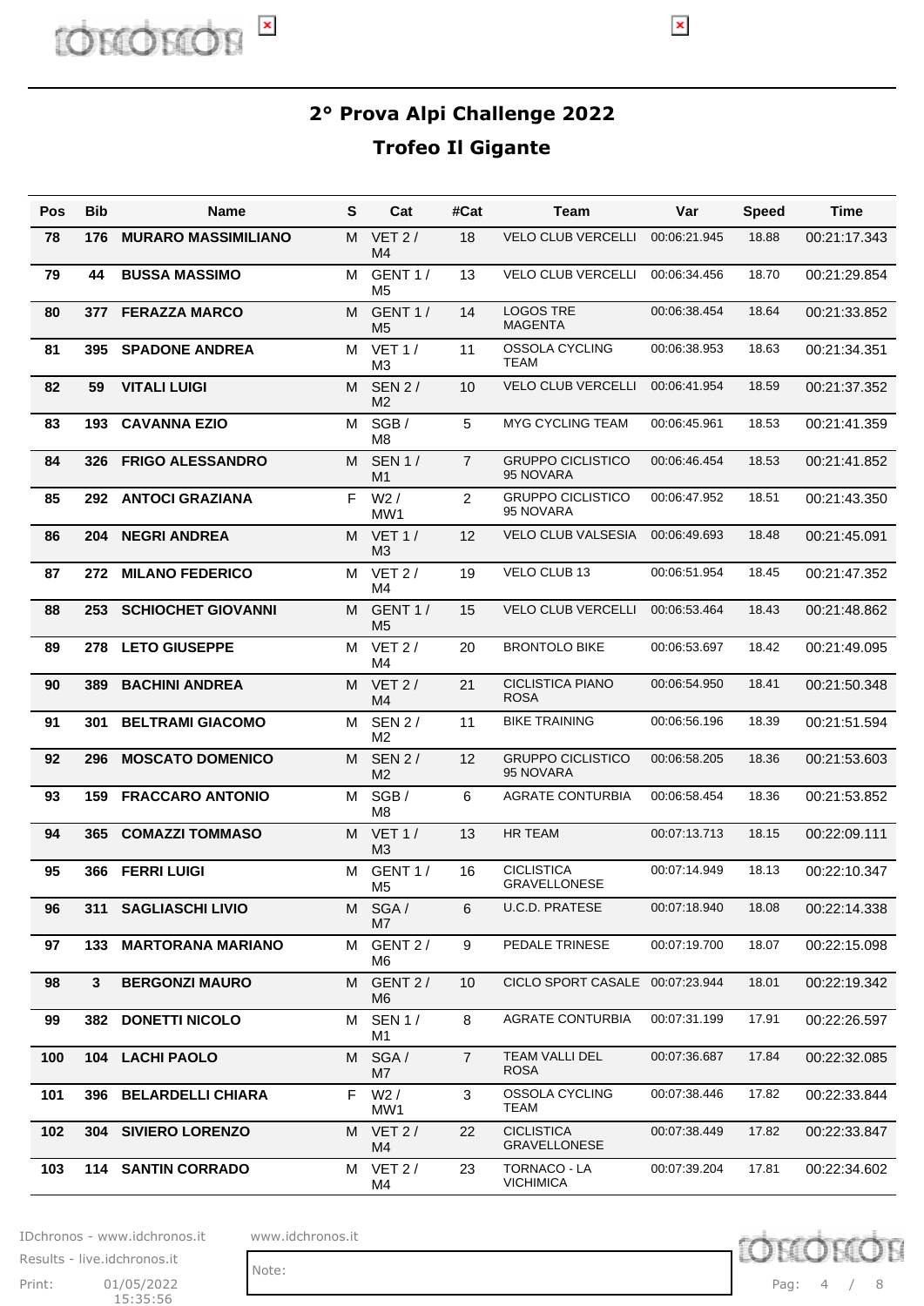## 2° Prova Alpi Challenge 2022

## Trofeo Il Gigante

| Pos | Bib | Name | S | Cat | #Cat | Team | Var | Speed | Time |
|---|---|---|---|---|---|---|---|---|---|
| 78 | 176 | MURARO MASSIMILIANO | M | VET 2 / M4 | 18 | VELO CLUB VERCELLI | 00:06:21.945 | 18.88 | 00:21:17.343 |
| 79 | 44 | BUSSA MASSIMO | M | GENT 1 / M5 | 13 | VELO CLUB VERCELLI | 00:06:34.456 | 18.70 | 00:21:29.854 |
| 80 | 377 | FERAZZA MARCO | M | GENT 1 / M5 | 14 | LOGOS TRE MAGENTA | 00:06:38.454 | 18.64 | 00:21:33.852 |
| 81 | 395 | SPADONE ANDREA | M | VET 1 / M3 | 11 | OSSOLA CYCLING TEAM | 00:06:38.953 | 18.63 | 00:21:34.351 |
| 82 | 59 | VITALI LUIGI | M | SEN 2 / M2 | 10 | VELO CLUB VERCELLI | 00:06:41.954 | 18.59 | 00:21:37.352 |
| 83 | 193 | CAVANNA EZIO | M | SGB / M8 | 5 | MYG CYCLING TEAM | 00:06:45.961 | 18.53 | 00:21:41.359 |
| 84 | 326 | FRIGO ALESSANDRO | M | SEN 1 / M1 | 7 | GRUPPO CICLISTICO 95 NOVARA | 00:06:46.454 | 18.53 | 00:21:41.852 |
| 85 | 292 | ANTOCI GRAZIANA | F | W2 / MW1 | 2 | GRUPPO CICLISTICO 95 NOVARA | 00:06:47.952 | 18.51 | 00:21:43.350 |
| 86 | 204 | NEGRI ANDREA | M | VET 1 / M3 | 12 | VELO CLUB VALSESIA | 00:06:49.693 | 18.48 | 00:21:45.091 |
| 87 | 272 | MILANO FEDERICO | M | VET 2 / M4 | 19 | VELO CLUB 13 | 00:06:51.954 | 18.45 | 00:21:47.352 |
| 88 | 253 | SCHIOCHET GIOVANNI | M | GENT 1 / M5 | 15 | VELO CLUB VERCELLI | 00:06:53.464 | 18.43 | 00:21:48.862 |
| 89 | 278 | LETO GIUSEPPE | M | VET 2 / M4 | 20 | BRONTOLO BIKE | 00:06:53.697 | 18.42 | 00:21:49.095 |
| 90 | 389 | BACHINI ANDREA | M | VET 2 / M4 | 21 | CICLISTICA PIANO ROSA | 00:06:54.950 | 18.41 | 00:21:50.348 |
| 91 | 301 | BELTRAMI GIACOMO | M | SEN 2 / M2 | 11 | BIKE TRAINING | 00:06:56.196 | 18.39 | 00:21:51.594 |
| 92 | 296 | MOSCATO DOMENICO | M | SEN 2 / M2 | 12 | GRUPPO CICLISTICO 95 NOVARA | 00:06:58.205 | 18.36 | 00:21:53.603 |
| 93 | 159 | FRACCARO ANTONIO | M | SGB / M8 | 6 | AGRATE CONTURBIA | 00:06:58.454 | 18.36 | 00:21:53.852 |
| 94 | 365 | COMAZZI TOMMASO | M | VET 1 / M3 | 13 | HR TEAM | 00:07:13.713 | 18.15 | 00:22:09.111 |
| 95 | 366 | FERRI LUIGI | M | GENT 1 / M5 | 16 | CICLISTICA GRAVELLONESE | 00:07:14.949 | 18.13 | 00:22:10.347 |
| 96 | 311 | SAGLIASCHI LIVIO | M | SGA / M7 | 6 | U.C.D. PRATESE | 00:07:18.940 | 18.08 | 00:22:14.338 |
| 97 | 133 | MARTORANA MARIANO | M | GENT 2 / M6 | 9 | PEDALE TRINESE | 00:07:19.700 | 18.07 | 00:22:15.098 |
| 98 | 3 | BERGONZI MAURO | M | GENT 2 / M6 | 10 | CICLO SPORT CASALE | 00:07:23.944 | 18.01 | 00:22:19.342 |
| 99 | 382 | DONETTI NICOLO | M | SEN 1 / M1 | 8 | AGRATE CONTURBIA | 00:07:31.199 | 17.91 | 00:22:26.597 |
| 100 | 104 | LACHI PAOLO | M | SGA / M7 | 7 | TEAM VALLI DEL ROSA | 00:07:36.687 | 17.84 | 00:22:32.085 |
| 101 | 396 | BELARDELLI CHIARA | F | W2 / MW1 | 3 | OSSOLA CYCLING TEAM | 00:07:38.446 | 17.82 | 00:22:33.844 |
| 102 | 304 | SIVIERO LORENZO | M | VET 2 / M4 | 22 | CICLISTICA GRAVELLONESE | 00:07:38.449 | 17.82 | 00:22:33.847 |
| 103 | 114 | SANTIN CORRADO | M | VET 2 / M4 | 23 | TORNACO - LA VICHIMICA | 00:07:39.204 | 17.81 | 00:22:34.602 |

IDchronos - www.idchronos.it  www.idchronos.it
Results - live.idchronos.it
Print: 01/05/2022 15:35:56
Note: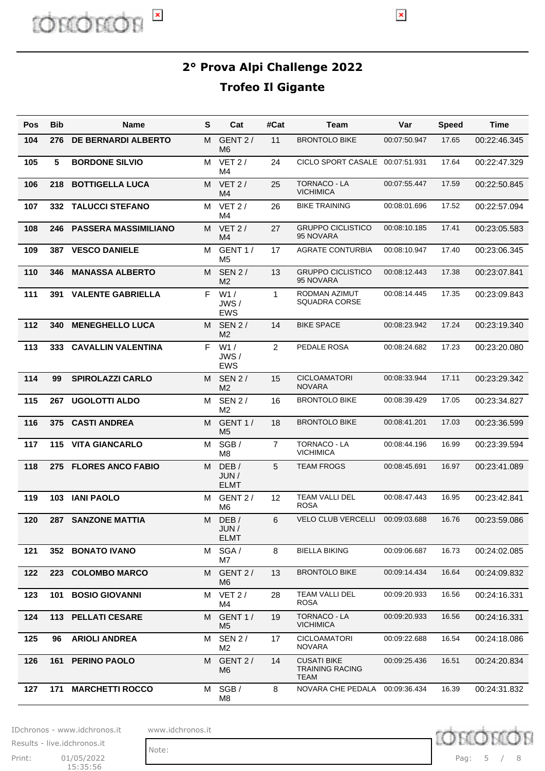## 2° Prova Alpi Challenge 2022

## Trofeo Il Gigante

| Pos | Bib | Name | S | Cat | #Cat | Team | Var | Speed | Time |
|---|---|---|---|---|---|---|---|---|---|
| 104 | 276 | DE BERNARDI ALBERTO | M | GENT 2 / M6 | 11 | BRONTOLO BIKE | 00:07:50.947 | 17.65 | 00:22:46.345 |
| 105 | 5 | BORDONE SILVIO | M | VET 2 / M4 | 24 | CICLO SPORT CASALE | 00:07:51.931 | 17.64 | 00:22:47.329 |
| 106 | 218 | BOTTIGELLA LUCA | M | VET 2 / M4 | 25 | TORNACO - LA VICHIMICA | 00:07:55.447 | 17.59 | 00:22:50.845 |
| 107 | 332 | TALUCCI STEFANO | M | VET 2 / M4 | 26 | BIKE TRAINING | 00:08:01.696 | 17.52 | 00:22:57.094 |
| 108 | 246 | PASSERA MASSIMILIANO | M | VET 2 / M4 | 27 | GRUPPO CICLISTICO 95 NOVARA | 00:08:10.185 | 17.41 | 00:23:05.583 |
| 109 | 387 | VESCO DANIELE | M | GENT 1 / M5 | 17 | AGRATE CONTURBIA | 00:08:10.947 | 17.40 | 00:23:06.345 |
| 110 | 346 | MANASSA ALBERTO | M | SEN 2 / M2 | 13 | GRUPPO CICLISTICO 95 NOVARA | 00:08:12.443 | 17.38 | 00:23:07.841 |
| 111 | 391 | VALENTE GABRIELLA | F | W1 / JWS / EWS | 1 | RODMAN AZIMUT SQUADRA CORSE | 00:08:14.445 | 17.35 | 00:23:09.843 |
| 112 | 340 | MENEGHELLO LUCA | M | SEN 2 / M2 | 14 | BIKE SPACE | 00:08:23.942 | 17.24 | 00:23:19.340 |
| 113 | 333 | CAVALLIN VALENTINA | F | W1 / JWS / EWS | 2 | PEDALE ROSA | 00:08:24.682 | 17.23 | 00:23:20.080 |
| 114 | 99 | SPIROLAZZI CARLO | M | SEN 2 / M2 | 15 | CICLOAMATORI NOVARA | 00:08:33.944 | 17.11 | 00:23:29.342 |
| 115 | 267 | UGOLOTTI ALDO | M | SEN 2 / M2 | 16 | BRONTOLO BIKE | 00:08:39.429 | 17.05 | 00:23:34.827 |
| 116 | 375 | CASTI ANDREA | M | GENT 1 / M5 | 18 | BRONTOLO BIKE | 00:08:41.201 | 17.03 | 00:23:36.599 |
| 117 | 115 | VITA GIANCARLO | M | SGB / M8 | 7 | TORNACO - LA VICHIMICA | 00:08:44.196 | 16.99 | 00:23:39.594 |
| 118 | 275 | FLORES ANCO FABIO | M | DEB / JUN / ELMT | 5 | TEAM FROGS | 00:08:45.691 | 16.97 | 00:23:41.089 |
| 119 | 103 | IANI PAOLO | M | GENT 2 / M6 | 12 | TEAM VALLI DEL ROSA | 00:08:47.443 | 16.95 | 00:23:42.841 |
| 120 | 287 | SANZONE MATTIA | M | DEB / JUN / ELMT | 6 | VELO CLUB VERCELLI | 00:09:03.688 | 16.76 | 00:23:59.086 |
| 121 | 352 | BONATO IVANO | M | SGA / M7 | 8 | BIELLA BIKING | 00:09:06.687 | 16.73 | 00:24:02.085 |
| 122 | 223 | COLOMBO MARCO | M | GENT 2 / M6 | 13 | BRONTOLO BIKE | 00:09:14.434 | 16.64 | 00:24:09.832 |
| 123 | 101 | BOSIO GIOVANNI | M | VET 2 / M4 | 28 | TEAM VALLI DEL ROSA | 00:09:20.933 | 16.56 | 00:24:16.331 |
| 124 | 113 | PELLATI CESARE | M | GENT 1 / M5 | 19 | TORNACO - LA VICHIMICA | 00:09:20.933 | 16.56 | 00:24:16.331 |
| 125 | 96 | ARIOLI ANDREA | M | SEN 2 / M2 | 17 | CICLOAMATORI NOVARA | 00:09:22.688 | 16.54 | 00:24:18.086 |
| 126 | 161 | PERINO PAOLO | M | GENT 2 / M6 | 14 | CUSATI BIKE TRAINING RACING TEAM | 00:09:25.436 | 16.51 | 00:24:20.834 |
| 127 | 171 | MARCHETTI ROCCO | M | SGB / M8 | 8 | NOVARA CHE PEDALA | 00:09:36.434 | 16.39 | 00:24:31.832 |

IDchronos - www.idchronos.it　www.idchronos.it
Results - live.idchronos.it
Print: 01/05/2022 15:35:56
Note: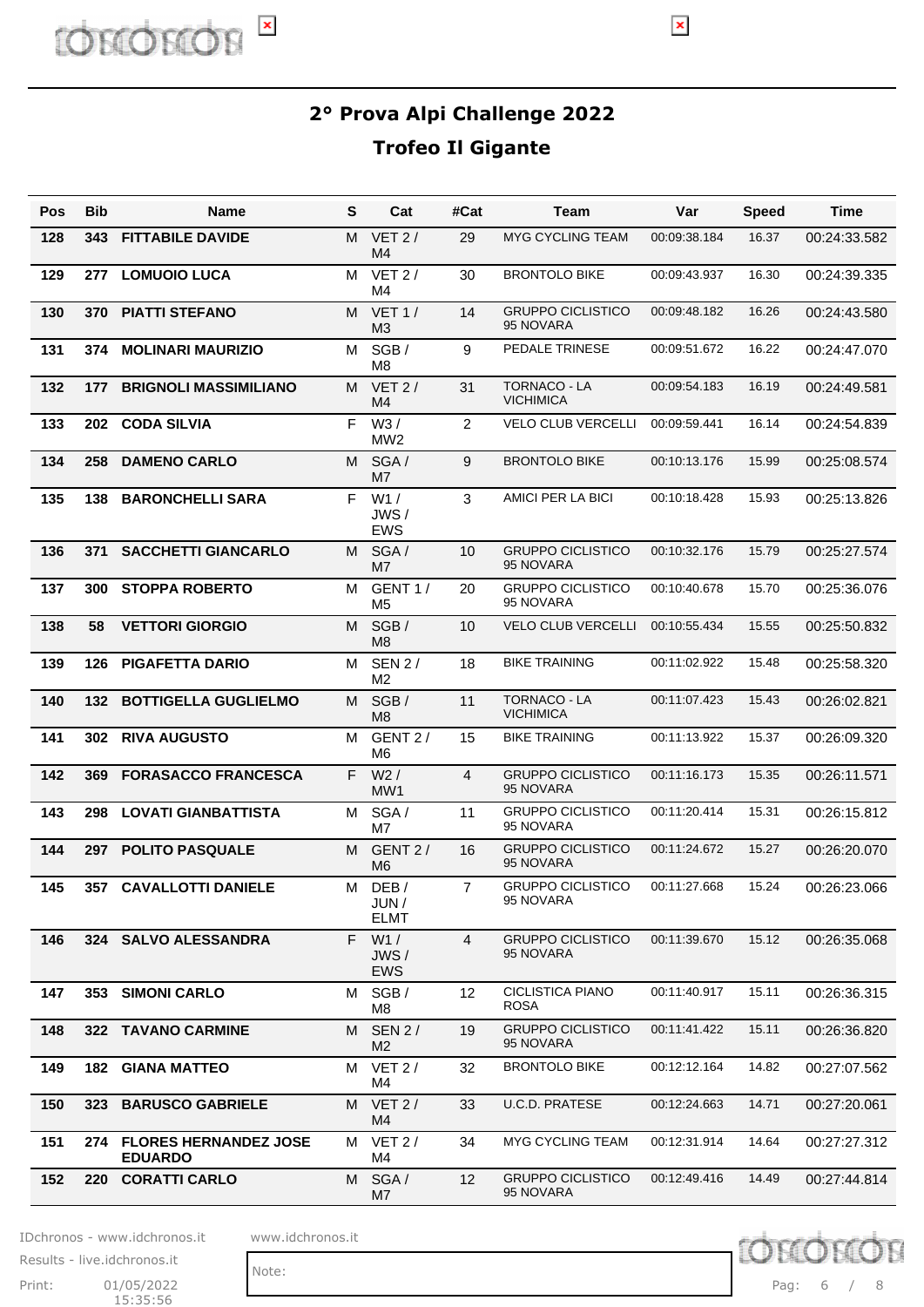## 2° Prova Alpi Challenge 2022

### Trofeo Il Gigante

| Pos | Bib | Name | S | Cat | #Cat | Team | Var | Speed | Time |
|---|---|---|---|---|---|---|---|---|---|
| 128 | 343 | FITTABILE DAVIDE | M | VET 2 / M4 | 29 | MYG CYCLING TEAM | 00:09:38.184 | 16.37 | 00:24:33.582 |
| 129 | 277 | LOMUOIO LUCA | M | VET 2 / M4 | 30 | BRONTOLO BIKE | 00:09:43.937 | 16.30 | 00:24:39.335 |
| 130 | 370 | PIATTI STEFANO | M | VET 1 / M3 | 14 | GRUPPO CICLISTICO 95 NOVARA | 00:09:48.182 | 16.26 | 00:24:43.580 |
| 131 | 374 | MOLINARI MAURIZIO | M | SGB / M8 | 9 | PEDALE TRINESE | 00:09:51.672 | 16.22 | 00:24:47.070 |
| 132 | 177 | BRIGNOLI MASSIMILIANO | M | VET 2 / M4 | 31 | TORNACO - LA VICHIMICA | 00:09:54.183 | 16.19 | 00:24:49.581 |
| 133 | 202 | CODA SILVIA | F | W3 / MW2 | 2 | VELO CLUB VERCELLI | 00:09:59.441 | 16.14 | 00:24:54.839 |
| 134 | 258 | DAMENO CARLO | M | SGA / M7 | 9 | BRONTOLO BIKE | 00:10:13.176 | 15.99 | 00:25:08.574 |
| 135 | 138 | BARONCHELLI SARA | F | W1 / JWS / EWS | 3 | AMICI PER LA BICI | 00:10:18.428 | 15.93 | 00:25:13.826 |
| 136 | 371 | SACCHETTI GIANCARLO | M | SGA / M7 | 10 | GRUPPO CICLISTICO 95 NOVARA | 00:10:32.176 | 15.79 | 00:25:27.574 |
| 137 | 300 | STOPPA ROBERTO | M | GENT 1 / M5 | 20 | GRUPPO CICLISTICO 95 NOVARA | 00:10:40.678 | 15.70 | 00:25:36.076 |
| 138 | 58 | VETTORI GIORGIO | M | SGB / M8 | 10 | VELO CLUB VERCELLI | 00:10:55.434 | 15.55 | 00:25:50.832 |
| 139 | 126 | PIGAFETTA DARIO | M | SEN 2 / M2 | 18 | BIKE TRAINING | 00:11:02.922 | 15.48 | 00:25:58.320 |
| 140 | 132 | BOTTIGELLA GUGLIELMO | M | SGB / M8 | 11 | TORNACO - LA VICHIMICA | 00:11:07.423 | 15.43 | 00:26:02.821 |
| 141 | 302 | RIVA AUGUSTO | M | GENT 2 / M6 | 15 | BIKE TRAINING | 00:11:13.922 | 15.37 | 00:26:09.320 |
| 142 | 369 | FORASACCO FRANCESCA | F | W2 / MW1 | 4 | GRUPPO CICLISTICO 95 NOVARA | 00:11:16.173 | 15.35 | 00:26:11.571 |
| 143 | 298 | LOVATI GIANBATTISTA | M | SGA / M7 | 11 | GRUPPO CICLISTICO 95 NOVARA | 00:11:20.414 | 15.31 | 00:26:15.812 |
| 144 | 297 | POLITO PASQUALE | M | GENT 2 / M6 | 16 | GRUPPO CICLISTICO 95 NOVARA | 00:11:24.672 | 15.27 | 00:26:20.070 |
| 145 | 357 | CAVALLOTTI DANIELE | M | DEB / JUN / ELMT | 7 | GRUPPO CICLISTICO 95 NOVARA | 00:11:27.668 | 15.24 | 00:26:23.066 |
| 146 | 324 | SALVO ALESSANDRA | F | W1 / JWS / EWS | 4 | GRUPPO CICLISTICO 95 NOVARA | 00:11:39.670 | 15.12 | 00:26:35.068 |
| 147 | 353 | SIMONI CARLO | M | SGB / M8 | 12 | CICLISTICA PIANO ROSA | 00:11:40.917 | 15.11 | 00:26:36.315 |
| 148 | 322 | TAVANO CARMINE | M | SEN 2 / M2 | 19 | GRUPPO CICLISTICO 95 NOVARA | 00:11:41.422 | 15.11 | 00:26:36.820 |
| 149 | 182 | GIANA MATTEO | M | VET 2 / M4 | 32 | BRONTOLO BIKE | 00:12:12.164 | 14.82 | 00:27:07.562 |
| 150 | 323 | BARUSCO GABRIELE | M | VET 2 / M4 | 33 | U.C.D. PRATESE | 00:12:24.663 | 14.71 | 00:27:20.061 |
| 151 | 274 | FLORES HERNANDEZ JOSE EDUARDO | M | VET 2 / M4 | 34 | MYG CYCLING TEAM | 00:12:31.914 | 14.64 | 00:27:27.312 |
| 152 | 220 | CORATTI CARLO | M | SGA / M7 | 12 | GRUPPO CICLISTICO 95 NOVARA | 00:12:49.416 | 14.49 | 00:27:44.814 |

IDchronos - www.idchronos.it
Results - live.idchronos.it
Print: 01/05/2022 15:35:56

www.idchronos.it

Note: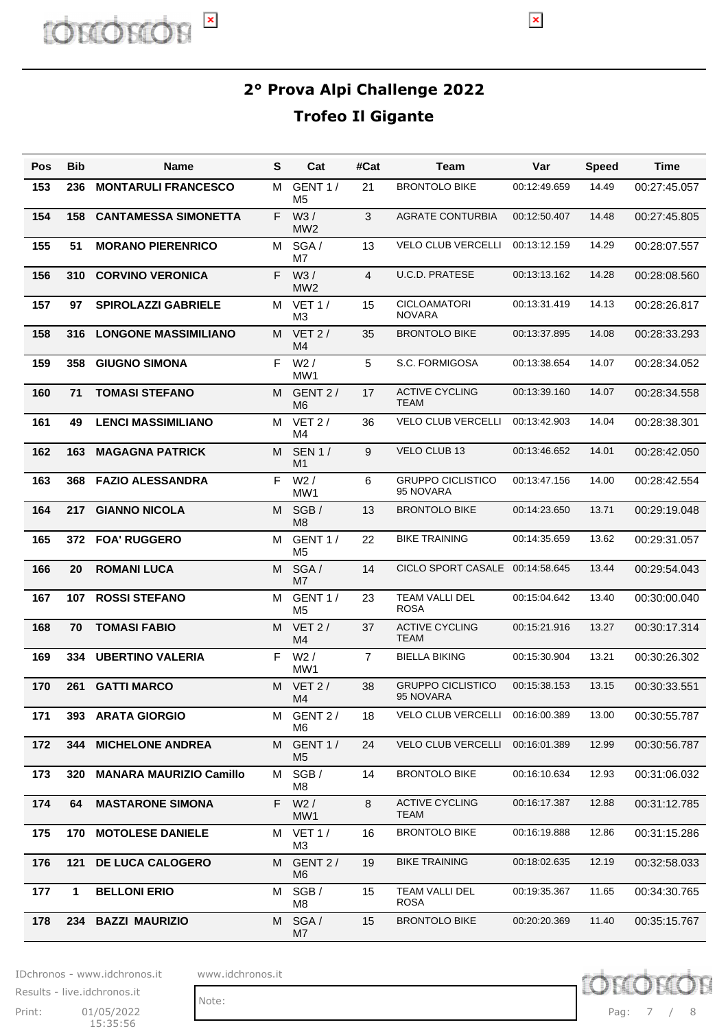## 2° Prova Alpi Challenge 2022

## Trofeo Il Gigante

| Pos | Bib | Name | S | Cat | #Cat | Team | Var | Speed | Time |
|---|---|---|---|---|---|---|---|---|---|
| 153 | 236 | MONTARULI FRANCESCO | M | GENT 1 / M5 | 21 | BRONTOLO BIKE | 00:12:49.659 | 14.49 | 00:27:45.057 |
| 154 | 158 | CANTAMESSA SIMONETTA | F | W3 / MW2 | 3 | AGRATE CONTURBIA | 00:12:50.407 | 14.48 | 00:27:45.805 |
| 155 | 51 | MORANO PIERENRICO | M | SGA / M7 | 13 | VELO CLUB VERCELLI | 00:13:12.159 | 14.29 | 00:28:07.557 |
| 156 | 310 | CORVINO VERONICA | F | W3 / MW2 | 4 | U.C.D. PRATESE | 00:13:13.162 | 14.28 | 00:28:08.560 |
| 157 | 97 | SPIROLAZZI GABRIELE | M | VET 1 / M3 | 15 | CICLOAMATORI NOVARA | 00:13:31.419 | 14.13 | 00:28:26.817 |
| 158 | 316 | LONGONE MASSIMILIANO | M | VET 2 / M4 | 35 | BRONTOLO BIKE | 00:13:37.895 | 14.08 | 00:28:33.293 |
| 159 | 358 | GIUGNO SIMONA | F | W2 / MW1 | 5 | S.C. FORMIGOSA | 00:13:38.654 | 14.07 | 00:28:34.052 |
| 160 | 71 | TOMASI STEFANO | M | GENT 2 / M6 | 17 | ACTIVE CYCLING TEAM | 00:13:39.160 | 14.07 | 00:28:34.558 |
| 161 | 49 | LENCI MASSIMILIANO | M | VET 2 / M4 | 36 | VELO CLUB VERCELLI | 00:13:42.903 | 14.04 | 00:28:38.301 |
| 162 | 163 | MAGAGNA PATRICK | M | SEN 1 / M1 | 9 | VELO CLUB 13 | 00:13:46.652 | 14.01 | 00:28:42.050 |
| 163 | 368 | FAZIO ALESSANDRA | F | W2 / MW1 | 6 | GRUPPO CICLISTICO 95 NOVARA | 00:13:47.156 | 14.00 | 00:28:42.554 |
| 164 | 217 | GIANNO NICOLA | M | SGB / M8 | 13 | BRONTOLO BIKE | 00:14:23.650 | 13.71 | 00:29:19.048 |
| 165 | 372 | FOA' RUGGERO | M | GENT 1 / M5 | 22 | BIKE TRAINING | 00:14:35.659 | 13.62 | 00:29:31.057 |
| 166 | 20 | ROMANI LUCA | M | SGA / M7 | 14 | CICLO SPORT CASALE | 00:14:58.645 | 13.44 | 00:29:54.043 |
| 167 | 107 | ROSSI STEFANO | M | GENT 1 / M5 | 23 | TEAM VALLI DEL ROSA | 00:15:04.642 | 13.40 | 00:30:00.040 |
| 168 | 70 | TOMASI FABIO | M | VET 2 / M4 | 37 | ACTIVE CYCLING TEAM | 00:15:21.916 | 13.27 | 00:30:17.314 |
| 169 | 334 | UBERTINO VALERIA | F | W2 / MW1 | 7 | BIELLA BIKING | 00:15:30.904 | 13.21 | 00:30:26.302 |
| 170 | 261 | GATTI MARCO | M | VET 2 / M4 | 38 | GRUPPO CICLISTICO 95 NOVARA | 00:15:38.153 | 13.15 | 00:30:33.551 |
| 171 | 393 | ARATA GIORGIO | M | GENT 2 / M6 | 18 | VELO CLUB VERCELLI | 00:16:00.389 | 13.00 | 00:30:55.787 |
| 172 | 344 | MICHELONE ANDREA | M | GENT 1 / M5 | 24 | VELO CLUB VERCELLI | 00:16:01.389 | 12.99 | 00:30:56.787 |
| 173 | 320 | MANARA MAURIZIO Camillo | M | SGB / M8 | 14 | BRONTOLO BIKE | 00:16:10.634 | 12.93 | 00:31:06.032 |
| 174 | 64 | MASTARONE SIMONA | F | W2 / MW1 | 8 | ACTIVE CYCLING TEAM | 00:16:17.387 | 12.88 | 00:31:12.785 |
| 175 | 170 | MOTOLESE DANIELE | M | VET 1 / M3 | 16 | BRONTOLO BIKE | 00:16:19.888 | 12.86 | 00:31:15.286 |
| 176 | 121 | DE LUCA CALOGERO | M | GENT 2 / M6 | 19 | BIKE TRAINING | 00:18:02.635 | 12.19 | 00:32:58.033 |
| 177 | 1 | BELLONI ERIO | M | SGB / M8 | 15 | TEAM VALLI DEL ROSA | 00:19:35.367 | 11.65 | 00:34:30.765 |
| 178 | 234 | BAZZI MAURIZIO | M | SGA / M7 | 15 | BRONTOLO BIKE | 00:20:20.369 | 11.40 | 00:35:15.767 |

IDchronos - www.idchronos.it    www.idchronos.it
Results - live.idchronos.it
Print: 01/05/2022 15:35:56
Note: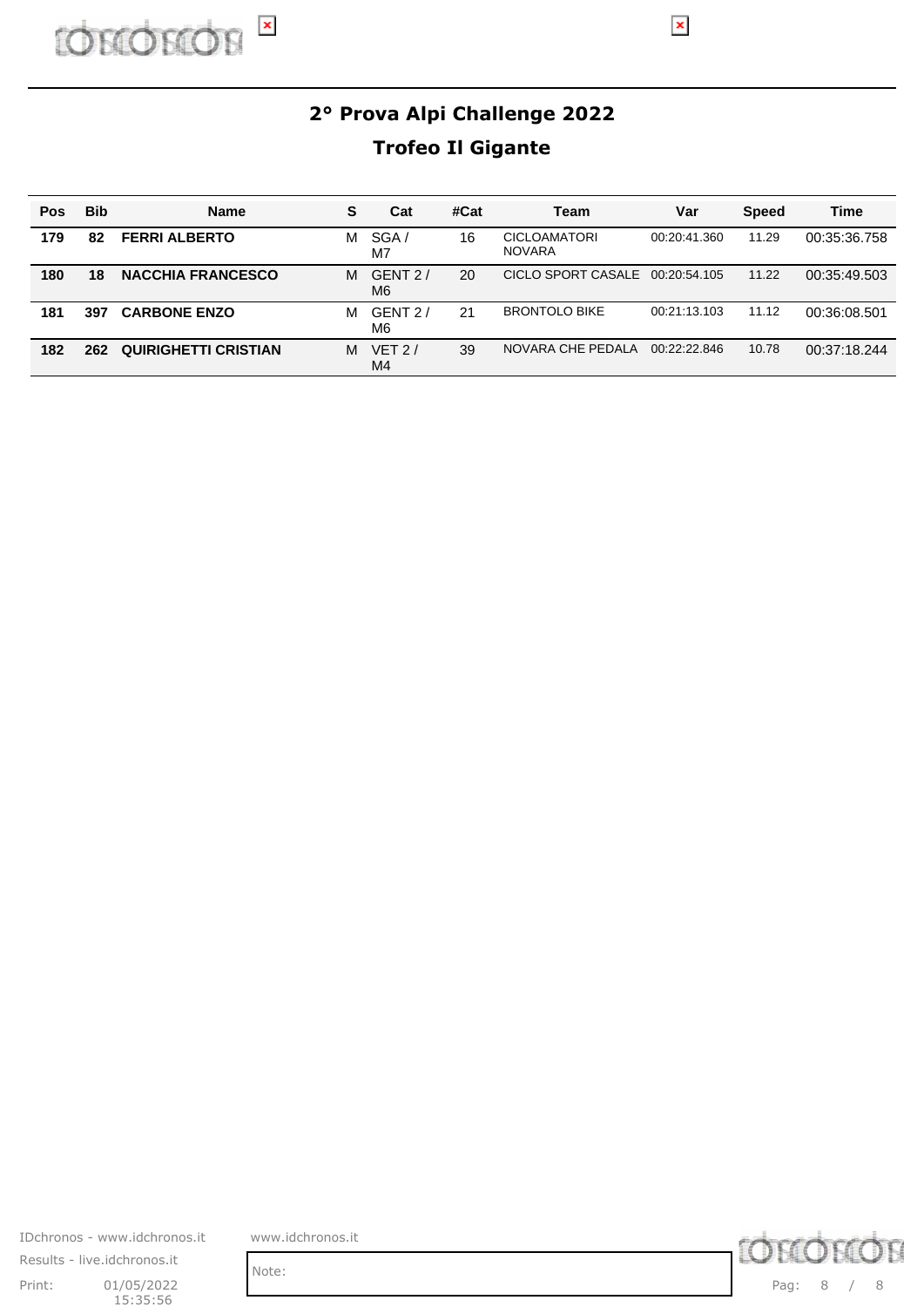# 2° Prova Alpi Challenge 2022

## Trofeo Il Gigante

| Pos | Bib | Name | S | Cat | #Cat | Team | Var | Speed | Time |
|---|---|---|---|---|---|---|---|---|---|
| **179** | **82** | **FERRI ALBERTO** | M | SGA / M7 | 16 | CICLOAMATORI NOVARA | 00:20:41.360 | 11.29 | 00:35:36.758 |
| **180** | **18** | **NACCHIA FRANCESCO** | M | GENT 2 / M6 | 20 | CICLO SPORT CASALE | 00:20:54.105 | 11.22 | 00:35:49.503 |
| **181** | **397** | **CARBONE ENZO** | M | GENT 2 / M6 | 21 | BRONTOLO BIKE | 00:21:13.103 | 11.12 | 00:36:08.501 |
| **182** | **262** | **QUIRIGHETTI CRISTIAN** | M | VET 2 / M4 | 39 | NOVARA CHE PEDALA | 00:22:22.846 | 10.78 | 00:37:18.244 |

IDchronos - www.idchronos.it
Results - live.idchronos.it
Print: 01/05/2022 15:35:56

www.idchronos.it

Note: